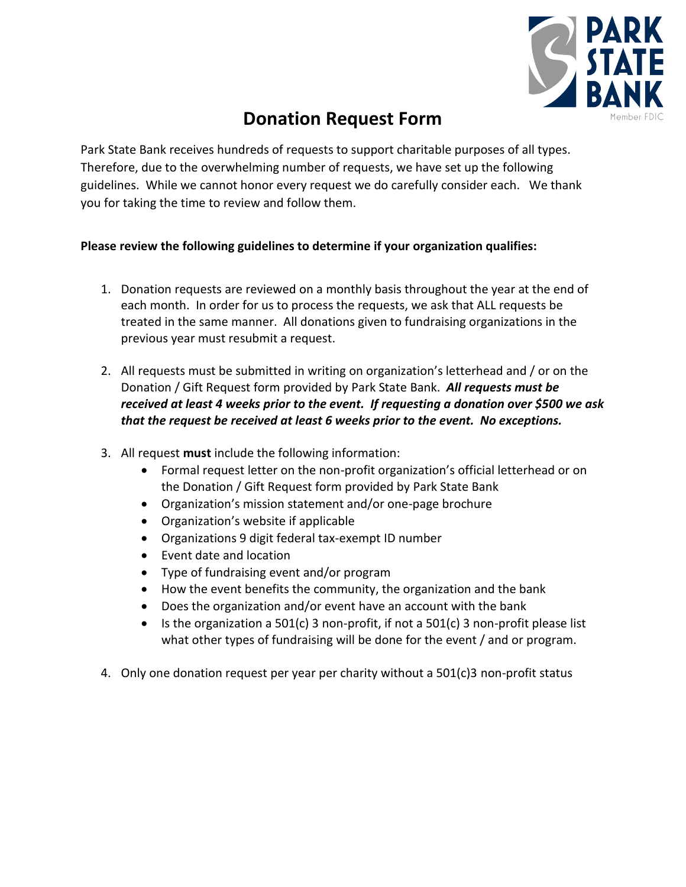PARK STATE BANK

Member FDIC

# Donation Request Form

Park State Bank receives hundreds of requests to support charitable purposes of all types. Therefore, due to the overwhelming number of requests, we have set up the following guidelines. While we cannot honor every request we do carefully consider each. We thank you for taking the time to review and follow them.

**Please review the following guidelines to determine if your organization qualifies:**

1. Donation requests are reviewed on a monthly basis throughout the year at the end of each month. In order for us to process the requests, we ask that ALL requests be treated in the same manner. All donations given to fundraising organizations in the previous year must resubmit a request.

2. All requests must be submitted in writing on organization's letterhead and / or on the Donation / Gift Request form provided by Park State Bank. ***All requests must be received at least 4 weeks prior to the event. If requesting a donation over $500 we ask that the request be received at least 6 weeks prior to the event. No exceptions.***

3. All request **must** include the following information:
   - Formal request letter on the non-profit organization's official letterhead or on the Donation / Gift Request form provided by Park State Bank
   - Organization's mission statement and/or one-page brochure
   - Organization's website if applicable
   - Organizations 9 digit federal tax-exempt ID number
   - Event date and location
   - Type of fundraising event and/or program
   - How the event benefits the community, the organization and the bank
   - Does the organization and/or event have an account with the bank
   - Is the organization a 501(c) 3 non-profit, if not a 501(c) 3 non-profit please list what other types of fundraising will be done for the event / and or program.

4. Only one donation request per year per charity without a 501(c)3 non-profit status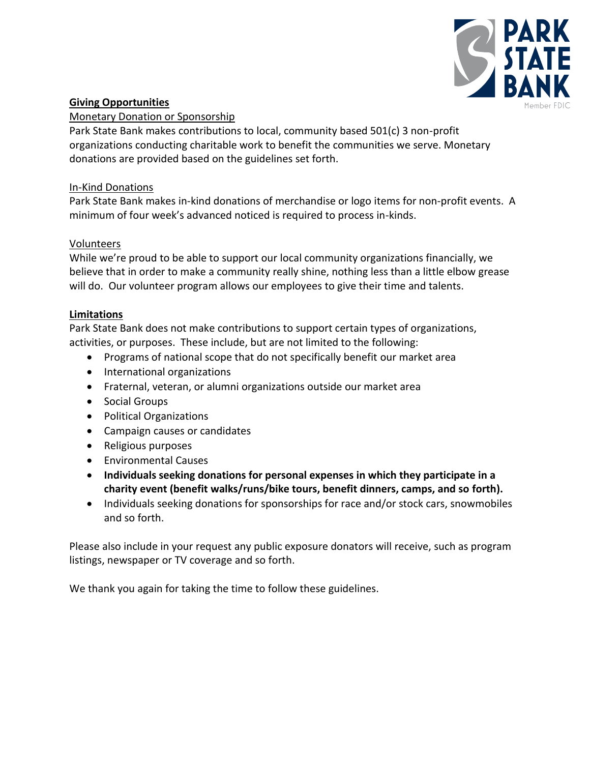**Giving Opportunities**

Monetary Donation or Sponsorship

Park State Bank makes contributions to local, community based 501(c) 3 non-profit organizations conducting charitable work to benefit the communities we serve. Monetary donations are provided based on the guidelines set forth.

In-Kind Donations

Park State Bank makes in-kind donations of merchandise or logo items for non-profit events. A minimum of four week's advanced noticed is required to process in-kinds.

Volunteers

While we're proud to be able to support our local community organizations financially, we believe that in order to make a community really shine, nothing less than a little elbow grease will do. Our volunteer program allows our employees to give their time and talents.

**Limitations**

Park State Bank does not make contributions to support certain types of organizations, activities, or purposes. These include, but are not limited to the following:

- Programs of national scope that do not specifically benefit our market area
- International organizations
- Fraternal, veteran, or alumni organizations outside our market area
- Social Groups
- Political Organizations
- Campaign causes or candidates
- Religious purposes
- Environmental Causes
- **Individuals seeking donations for personal expenses in which they participate in a charity event (benefit walks/runs/bike tours, benefit dinners, camps, and so forth).**
- Individuals seeking donations for sponsorships for race and/or stock cars, snowmobiles and so forth.

Please also include in your request any public exposure donators will receive, such as program listings, newspaper or TV coverage and so forth.

We thank you again for taking the time to follow these guidelines.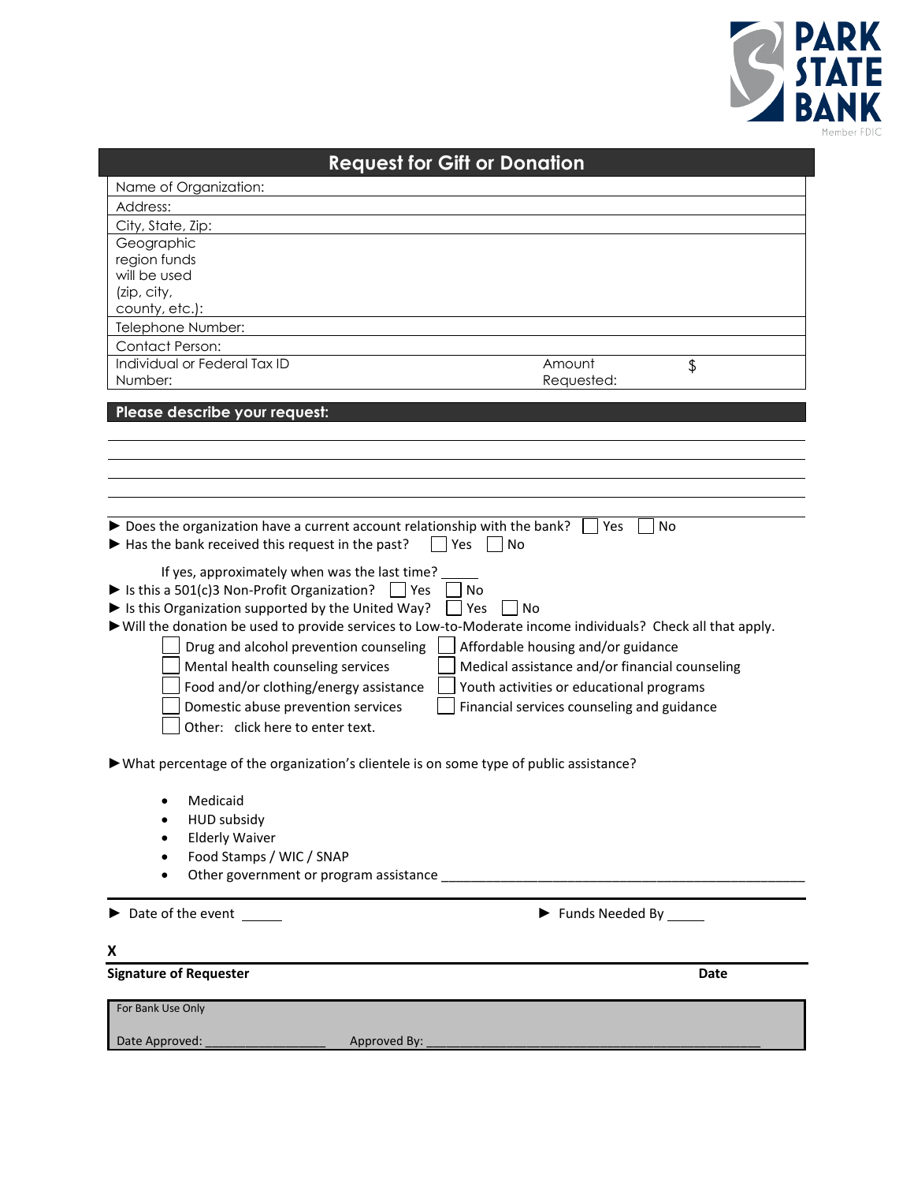PARK STATE BANK

Member FDIC

# Request for Gift or Donation

| | |
|---|---|
| Name of Organization: | |
| Address: | |
| City, State, Zip: | |
| Geographic region funds will be used (zip, city, county, etc.): | |
| Telephone Number: | |
| Contact Person: | |
| Individual or Federal Tax ID Number: | Amount Requested: $ |

## Please describe your request:

► Does the organization have a current account relationship with the bank? ☐ Yes ☐ No

► Has the bank received this request in the past? ☐ Yes ☐ No

If yes, approximately when was the last time? _____

► Is this a 501(c)3 Non-Profit Organization? ☐ Yes ☐ No

► Is this Organization supported by the United Way? ☐ Yes ☐ No

► Will the donation be used to provide services to Low-to-Moderate income individuals? Check all that apply.

- ☐ Drug and alcohol prevention counseling
- ☐ Affordable housing and/or guidance
- ☐ Mental health counseling services
- ☐ Medical assistance and/or financial counseling
- ☐ Food and/or clothing/energy assistance
- ☐ Youth activities or educational programs
- ☐ Domestic abuse prevention services
- ☐ Financial services counseling and guidance
- ☐ Other: click here to enter text.

► What percentage of the organization's clientele is on some type of public assistance?

- Medicaid
- HUD subsidy
- Elderly Waiver
- Food Stamps / WIC / SNAP
- Other government or program assistance ____________________________________________

► Date of the event _____

► Funds Needed By _____

X

**Signature of Requester** **Date**

For Bank Use Only

Date Approved: _________________ Approved By: _____________________________________________